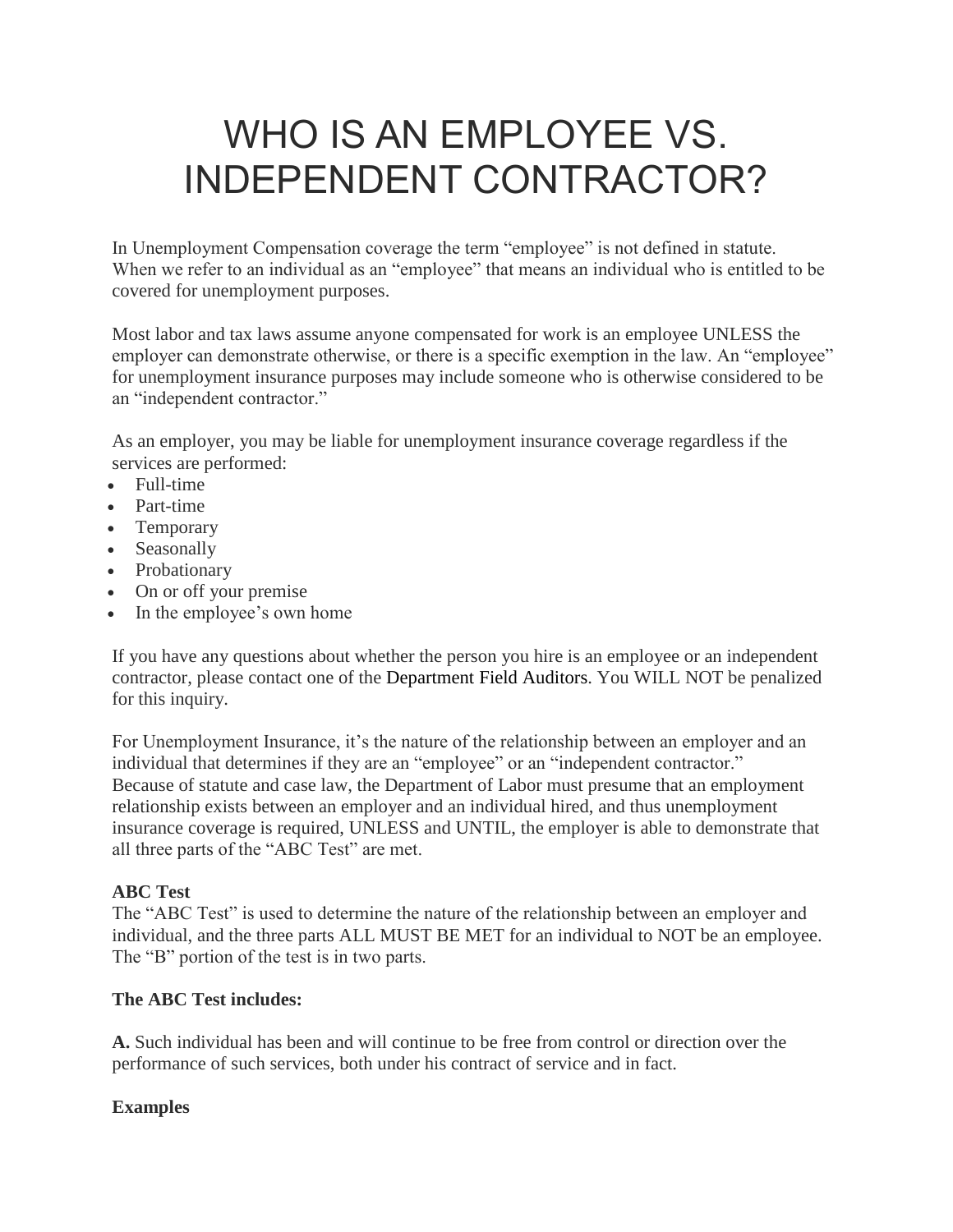# WHO IS AN EMPLOYEE VS. INDEPENDENT CONTRACTOR?

In Unemployment Compensation coverage the term "employee" is not defined in statute. When we refer to an individual as an "employee" that means an individual who is entitled to be covered for unemployment purposes.

Most labor and tax laws assume anyone compensated for work is an employee UNLESS the employer can demonstrate otherwise, or there is a specific exemption in the law. An "employee" for unemployment insurance purposes may include someone who is otherwise considered to be an "independent contractor."

As an employer, you may be liable for unemployment insurance coverage regardless if the services are performed:

- Full-time
- Part-time
- Temporary
- Seasonally
- Probationary
- On or off your premise
- In the employee's own home

If you have any questions about whether the person you hire is an employee or an independent contractor, please contact one of the Department Field Auditors. You WILL NOT be penalized for this inquiry.

For Unemployment Insurance, it's the nature of the relationship between an employer and an individual that determines if they are an "employee" or an "independent contractor." Because of statute and case law, the Department of Labor must presume that an employment relationship exists between an employer and an individual hired, and thus unemployment insurance coverage is required, UNLESS and UNTIL, the employer is able to demonstrate that all three parts of the "ABC Test" are met.

**ABC Test**

The "ABC Test" is used to determine the nature of the relationship between an employer and individual, and the three parts ALL MUST BE MET for an individual to NOT be an employee. The "B" portion of the test is in two parts.

**The ABC Test includes:**

**A.** Such individual has been and will continue to be free from control or direction over the performance of such services, both under his contract of service and in fact.

**Examples**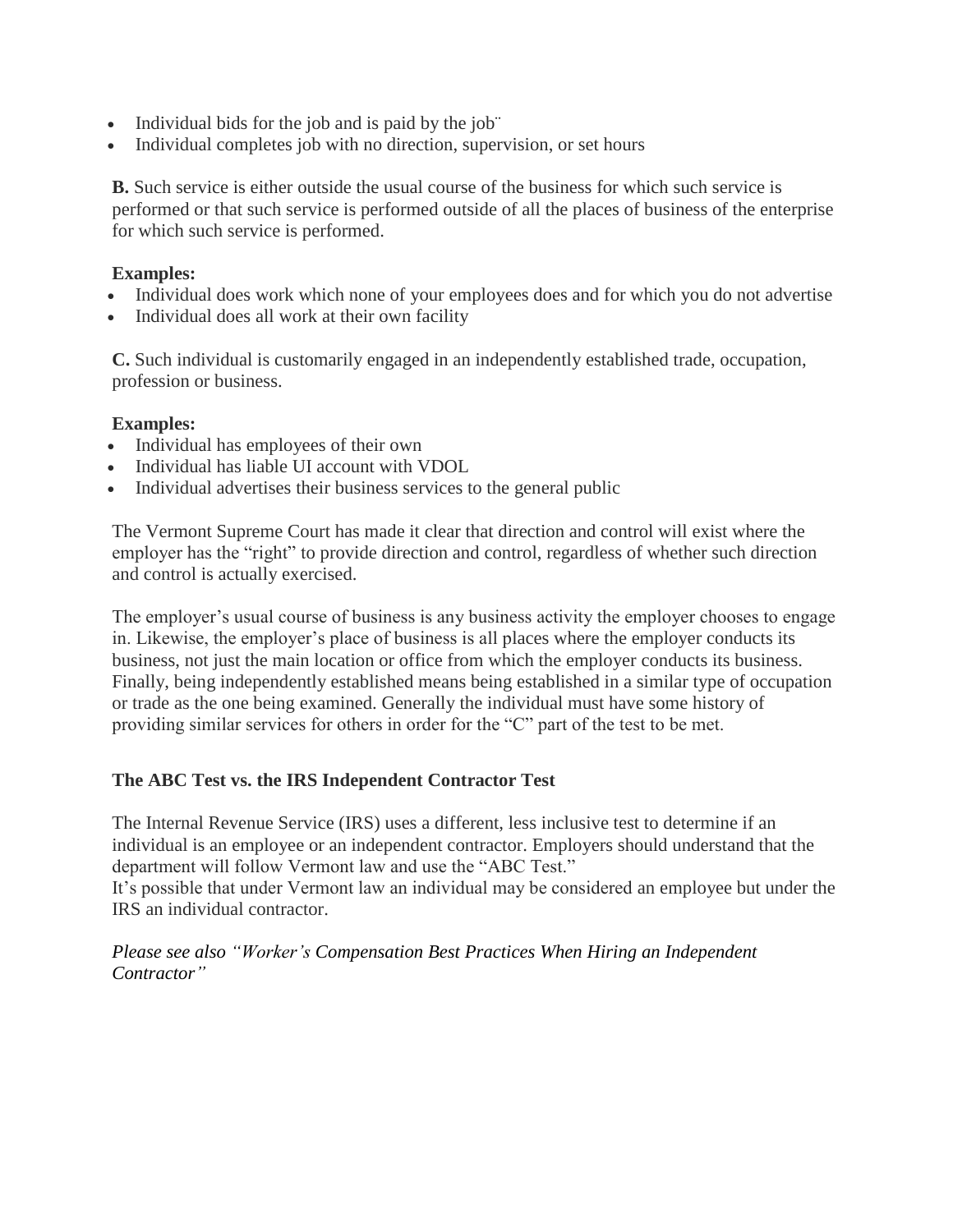- Individual bids for the job and is paid by the job¨
- Individual completes job with no direction, supervision, or set hours

**B.** Such service is either outside the usual course of the business for which such service is performed or that such service is performed outside of all the places of business of the enterprise for which such service is performed.

**Examples:**

- Individual does work which none of your employees does and for which you do not advertise
- Individual does all work at their own facility

**C.** Such individual is customarily engaged in an independently established trade, occupation, profession or business.

**Examples:**

- Individual has employees of their own
- Individual has liable UI account with VDOL
- Individual advertises their business services to the general public

The Vermont Supreme Court has made it clear that direction and control will exist where the employer has the "right" to provide direction and control, regardless of whether such direction and control is actually exercised.

The employer's usual course of business is any business activity the employer chooses to engage in. Likewise, the employer's place of business is all places where the employer conducts its business, not just the main location or office from which the employer conducts its business. Finally, being independently established means being established in a similar type of occupation or trade as the one being examined. Generally the individual must have some history of providing similar services for others in order for the "C" part of the test to be met.

**The ABC Test vs. the IRS Independent Contractor Test**

The Internal Revenue Service (IRS) uses a different, less inclusive test to determine if an individual is an employee or an independent contractor. Employers should understand that the department will follow Vermont law and use the "ABC Test."
It's possible that under Vermont law an individual may be considered an employee but under the IRS an individual contractor.

*Please see also "Worker's Compensation Best Practices When Hiring an Independent Contractor"*